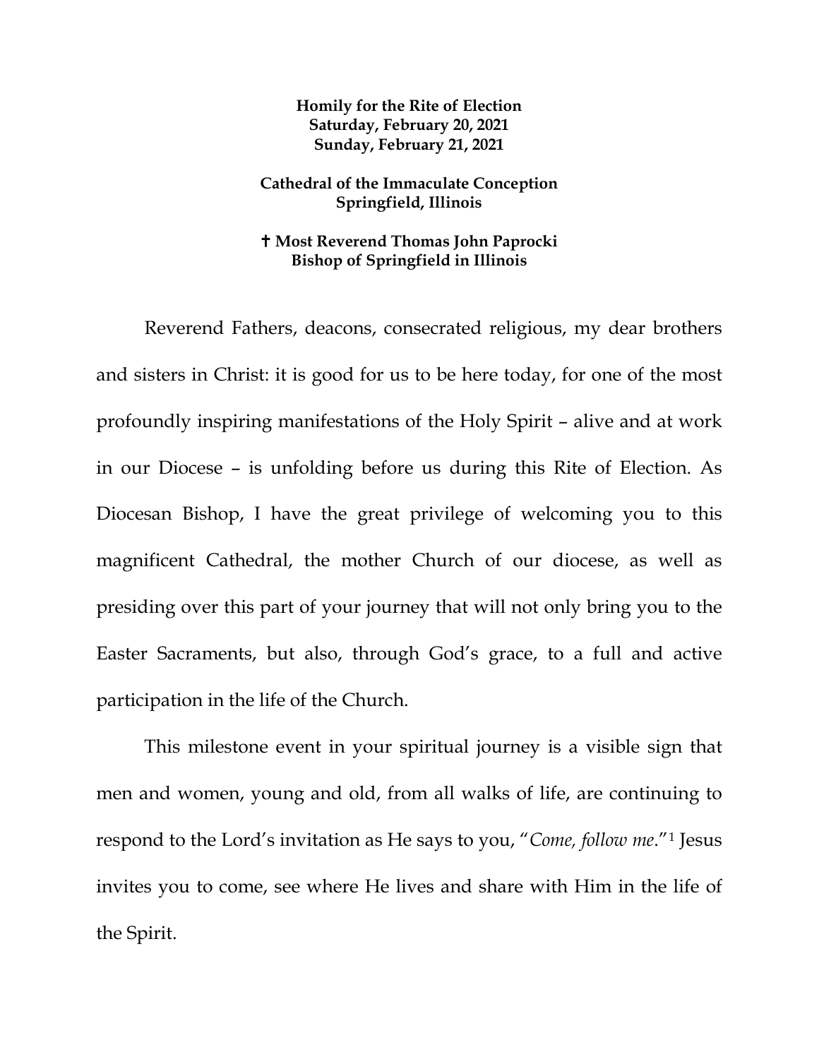**Homily for the Rite of Election**
**Saturday, February 20, 2021**
**Sunday, February 21, 2021**

**Cathedral of the Immaculate Conception**
**Springfield, Illinois**

**✝ Most Reverend Thomas John Paprocki**
**Bishop of Springfield in Illinois**

Reverend Fathers, deacons, consecrated religious, my dear brothers and sisters in Christ: it is good for us to be here today, for one of the most profoundly inspiring manifestations of the Holy Spirit – alive and at work in our Diocese – is unfolding before us during this Rite of Election. As Diocesan Bishop, I have the great privilege of welcoming you to this magnificent Cathedral, the mother Church of our diocese, as well as presiding over this part of your journey that will not only bring you to the Easter Sacraments, but also, through God's grace, to a full and active participation in the life of the Church.

This milestone event in your spiritual journey is a visible sign that men and women, young and old, from all walks of life, are continuing to respond to the Lord's invitation as He says to you, "*Come, follow me*."[1] Jesus invites you to come, see where He lives and share with Him in the life of the Spirit.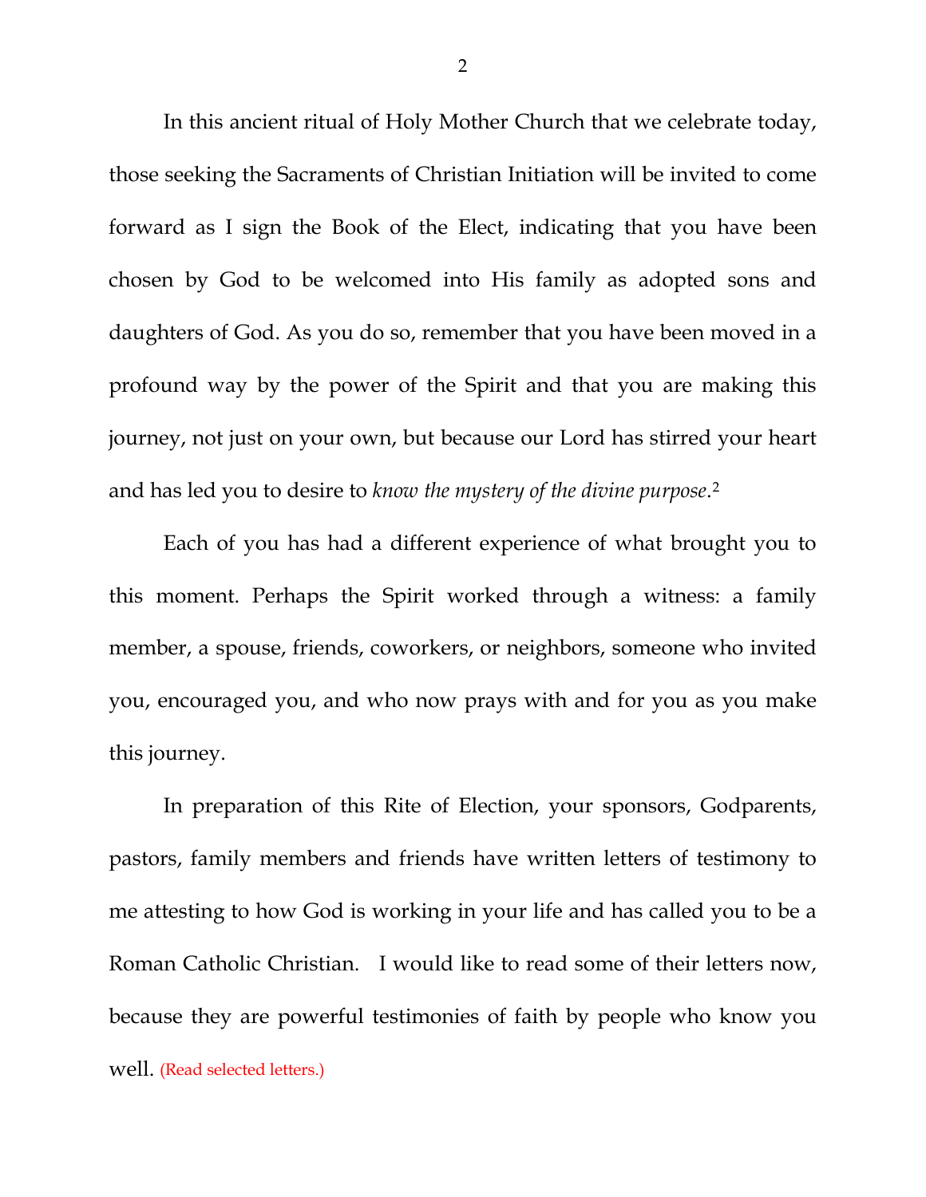In this ancient ritual of Holy Mother Church that we celebrate today, those seeking the Sacraments of Christian Initiation will be invited to come forward as I sign the Book of the Elect, indicating that you have been chosen by God to be welcomed into His family as adopted sons and daughters of God. As you do so, remember that you have been moved in a profound way by the power of the Spirit and that you are making this journey, not just on your own, but because our Lord has stirred your heart and has led you to desire to *know the mystery of the divine purpose*.[2]

Each of you has had a different experience of what brought you to this moment. Perhaps the Spirit worked through a witness: a family member, a spouse, friends, coworkers, or neighbors, someone who invited you, encouraged you, and who now prays with and for you as you make this journey.

In preparation of this Rite of Election, your sponsors, Godparents, pastors, family members and friends have written letters of testimony to me attesting to how God is working in your life and has called you to be a Roman Catholic Christian. I would like to read some of their letters now, because they are powerful testimonies of faith by people who know you well. (Read selected letters.)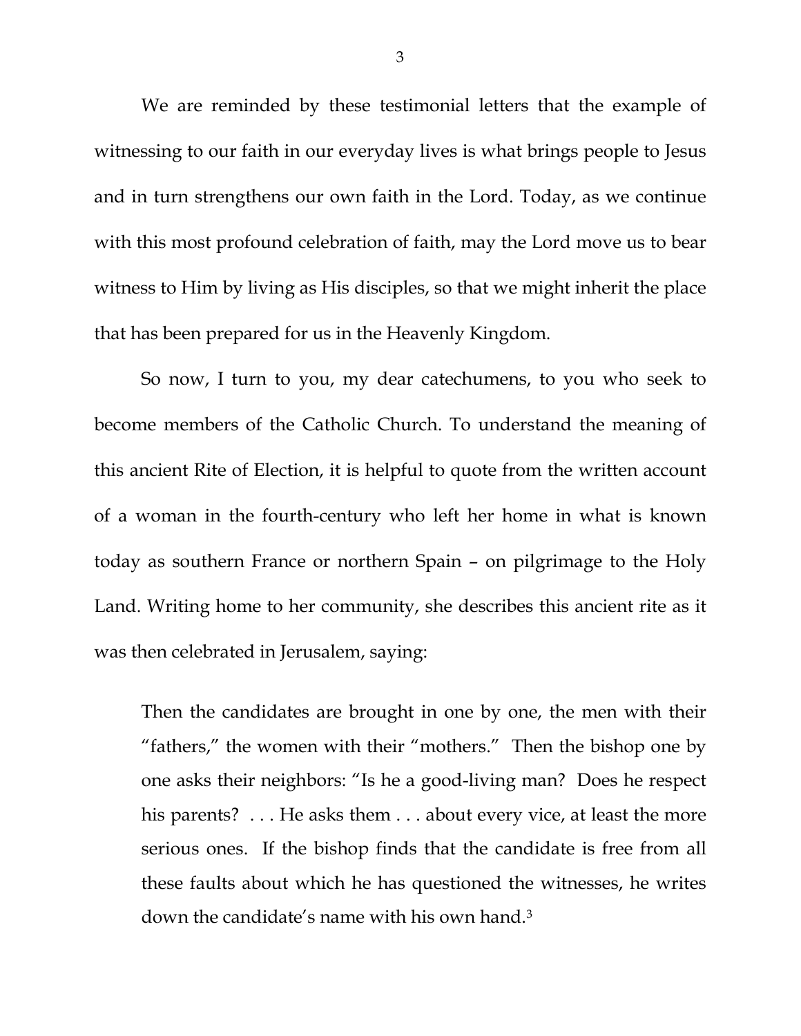We are reminded by these testimonial letters that the example of witnessing to our faith in our everyday lives is what brings people to Jesus and in turn strengthens our own faith in the Lord. Today, as we continue with this most profound celebration of faith, may the Lord move us to bear witness to Him by living as His disciples, so that we might inherit the place that has been prepared for us in the Heavenly Kingdom.

So now, I turn to you, my dear catechumens, to you who seek to become members of the Catholic Church. To understand the meaning of this ancient Rite of Election, it is helpful to quote from the written account of a woman in the fourth-century who left her home in what is known today as southern France or northern Spain – on pilgrimage to the Holy Land. Writing home to her community, she describes this ancient rite as it was then celebrated in Jerusalem, saying:

> Then the candidates are brought in one by one, the men with their "fathers," the women with their "mothers." Then the bishop one by one asks their neighbors: "Is he a good-living man? Does he respect his parents? . . . He asks them . . . about every vice, at least the more serious ones. If the bishop finds that the candidate is free from all these faults about which he has questioned the witnesses, he writes down the candidate's name with his own hand.[3]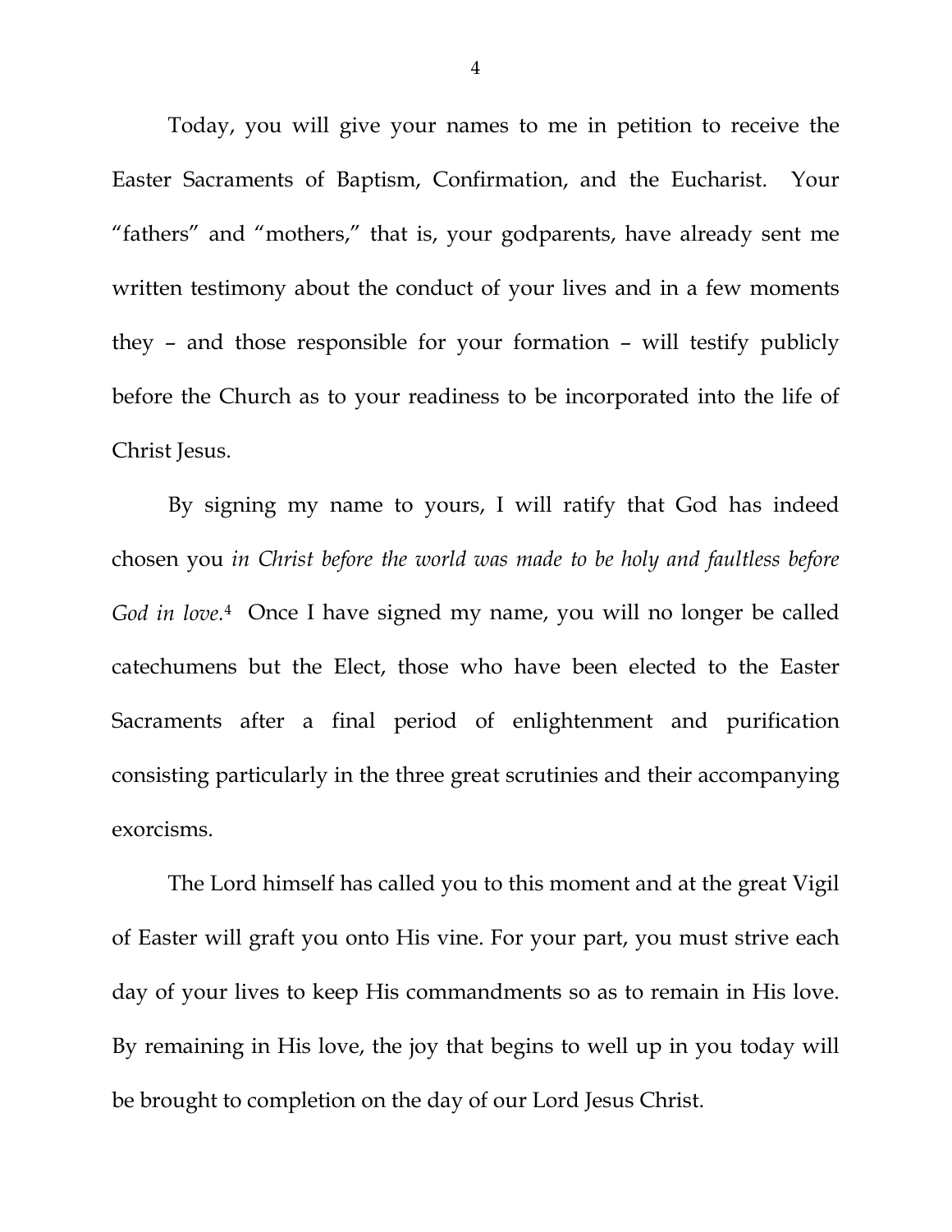Today, you will give your names to me in petition to receive the Easter Sacraments of Baptism, Confirmation, and the Eucharist. Your "fathers" and "mothers," that is, your godparents, have already sent me written testimony about the conduct of your lives and in a few moments they – and those responsible for your formation – will testify publicly before the Church as to your readiness to be incorporated into the life of Christ Jesus.

By signing my name to yours, I will ratify that God has indeed chosen you *in Christ before the world was made to be holy and faultless before God in love.*[4] Once I have signed my name, you will no longer be called catechumens but the Elect, those who have been elected to the Easter Sacraments after a final period of enlightenment and purification consisting particularly in the three great scrutinies and their accompanying exorcisms.

The Lord himself has called you to this moment and at the great Vigil of Easter will graft you onto His vine. For your part, you must strive each day of your lives to keep His commandments so as to remain in His love. By remaining in His love, the joy that begins to well up in you today will be brought to completion on the day of our Lord Jesus Christ.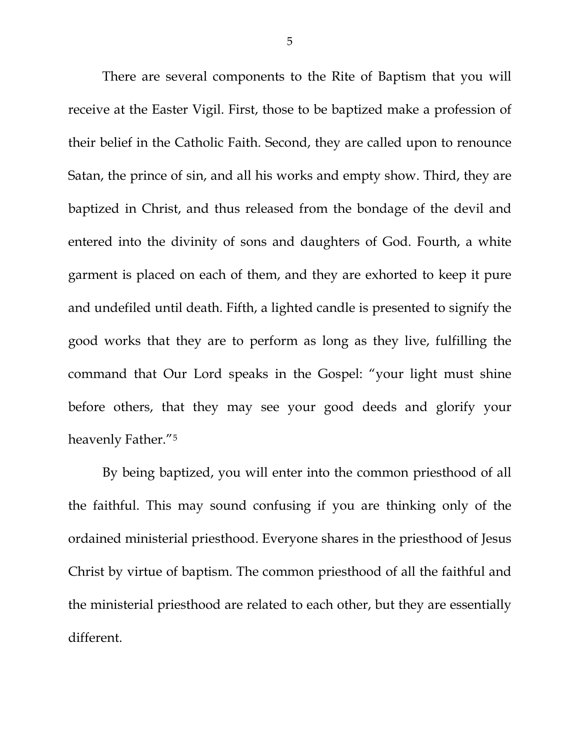There are several components to the Rite of Baptism that you will receive at the Easter Vigil. First, those to be baptized make a profession of their belief in the Catholic Faith. Second, they are called upon to renounce Satan, the prince of sin, and all his works and empty show. Third, they are baptized in Christ, and thus released from the bondage of the devil and entered into the divinity of sons and daughters of God. Fourth, a white garment is placed on each of them, and they are exhorted to keep it pure and undefiled until death. Fifth, a lighted candle is presented to signify the good works that they are to perform as long as they live, fulfilling the command that Our Lord speaks in the Gospel: "your light must shine before others, that they may see your good deeds and glorify your heavenly Father."[5]

By being baptized, you will enter into the common priesthood of all the faithful. This may sound confusing if you are thinking only of the ordained ministerial priesthood. Everyone shares in the priesthood of Jesus Christ by virtue of baptism. The common priesthood of all the faithful and the ministerial priesthood are related to each other, but they are essentially different.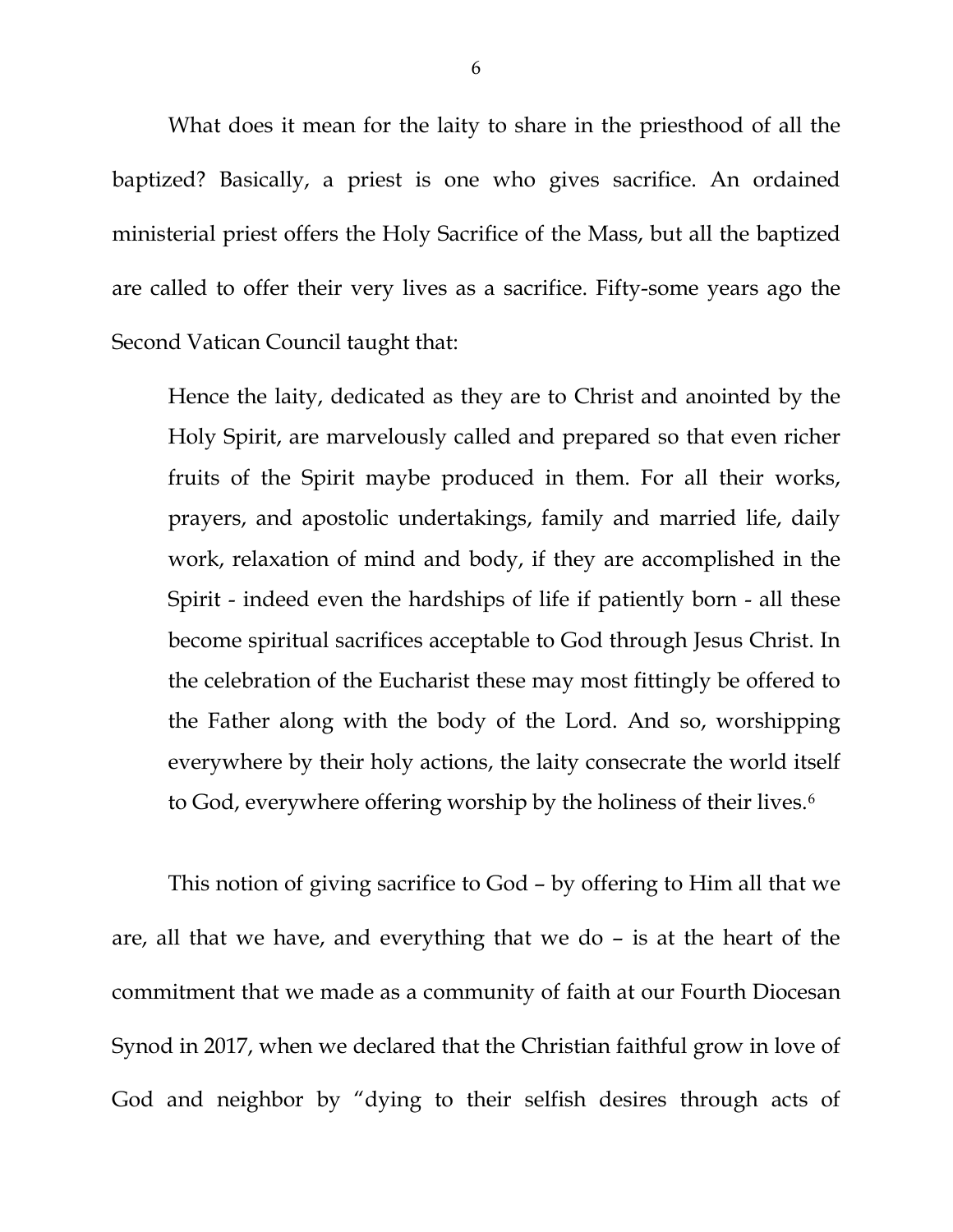What does it mean for the laity to share in the priesthood of all the baptized? Basically, a priest is one who gives sacrifice. An ordained ministerial priest offers the Holy Sacrifice of the Mass, but all the baptized are called to offer their very lives as a sacrifice. Fifty-some years ago the Second Vatican Council taught that:

> Hence the laity, dedicated as they are to Christ and anointed by the Holy Spirit, are marvelously called and prepared so that even richer fruits of the Spirit maybe produced in them. For all their works, prayers, and apostolic undertakings, family and married life, daily work, relaxation of mind and body, if they are accomplished in the Spirit - indeed even the hardships of life if patiently born - all these become spiritual sacrifices acceptable to God through Jesus Christ. In the celebration of the Eucharist these may most fittingly be offered to the Father along with the body of the Lord. And so, worshipping everywhere by their holy actions, the laity consecrate the world itself to God, everywhere offering worship by the holiness of their lives.[6]

This notion of giving sacrifice to God – by offering to Him all that we are, all that we have, and everything that we do – is at the heart of the commitment that we made as a community of faith at our Fourth Diocesan Synod in 2017, when we declared that the Christian faithful grow in love of God and neighbor by "dying to their selfish desires through acts of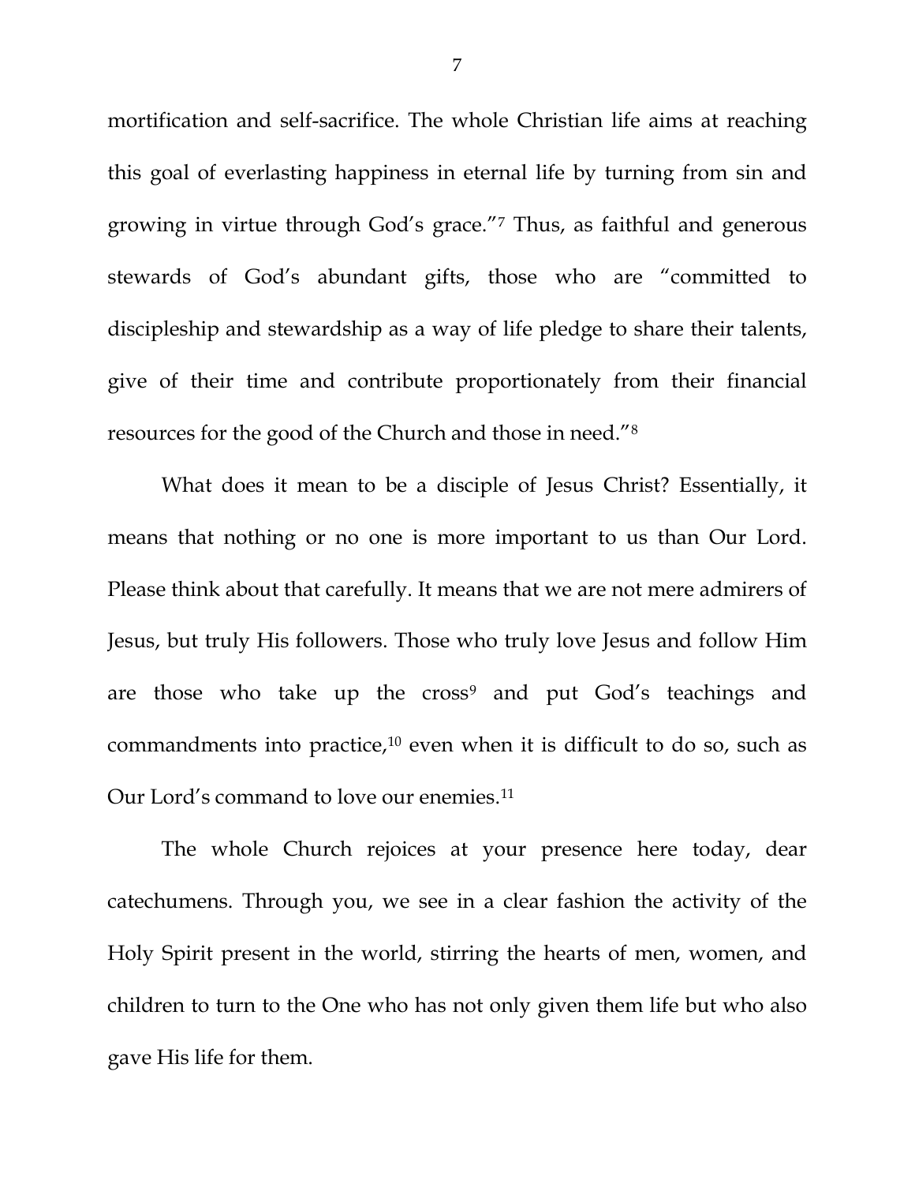mortification and self-sacrifice. The whole Christian life aims at reaching this goal of everlasting happiness in eternal life by turning from sin and growing in virtue through God's grace."[7] Thus, as faithful and generous stewards of God's abundant gifts, those who are "committed to discipleship and stewardship as a way of life pledge to share their talents, give of their time and contribute proportionately from their financial resources for the good of the Church and those in need."[8]

What does it mean to be a disciple of Jesus Christ? Essentially, it means that nothing or no one is more important to us than Our Lord. Please think about that carefully. It means that we are not mere admirers of Jesus, but truly His followers. Those who truly love Jesus and follow Him are those who take up the cross[9] and put God's teachings and commandments into practice,[10] even when it is difficult to do so, such as Our Lord's command to love our enemies.[11]

The whole Church rejoices at your presence here today, dear catechumens. Through you, we see in a clear fashion the activity of the Holy Spirit present in the world, stirring the hearts of men, women, and children to turn to the One who has not only given them life but who also gave His life for them.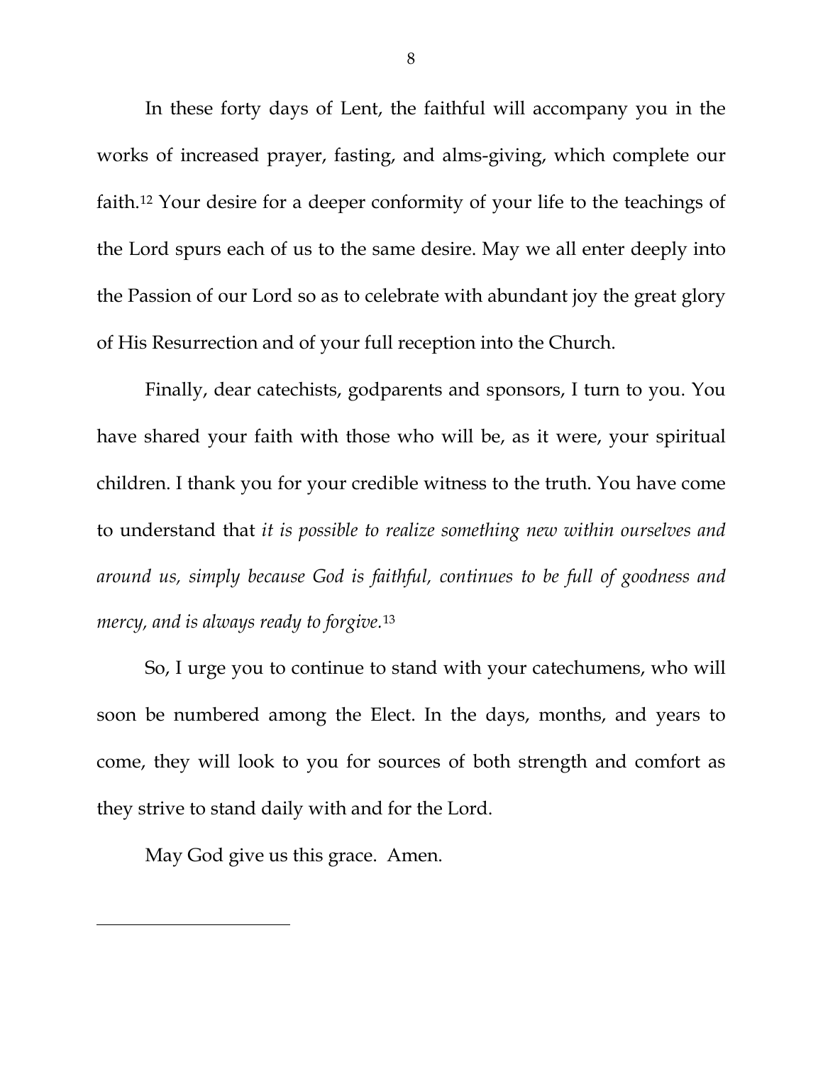In these forty days of Lent, the faithful will accompany you in the works of increased prayer, fasting, and alms-giving, which complete our faith.[12] Your desire for a deeper conformity of your life to the teachings of the Lord spurs each of us to the same desire. May we all enter deeply into the Passion of our Lord so as to celebrate with abundant joy the great glory of His Resurrection and of your full reception into the Church.

Finally, dear catechists, godparents and sponsors, I turn to you. You have shared your faith with those who will be, as it were, your spiritual children. I thank you for your credible witness to the truth. You have come to understand that *it is possible to realize something new within ourselves and around us, simply because God is faithful, continues to be full of goodness and mercy, and is always ready to forgive.*[13]

So, I urge you to continue to stand with your catechumens, who will soon be numbered among the Elect. In the days, months, and years to come, they will look to you for sources of both strength and comfort as they strive to stand daily with and for the Lord.

May God give us this grace. Amen.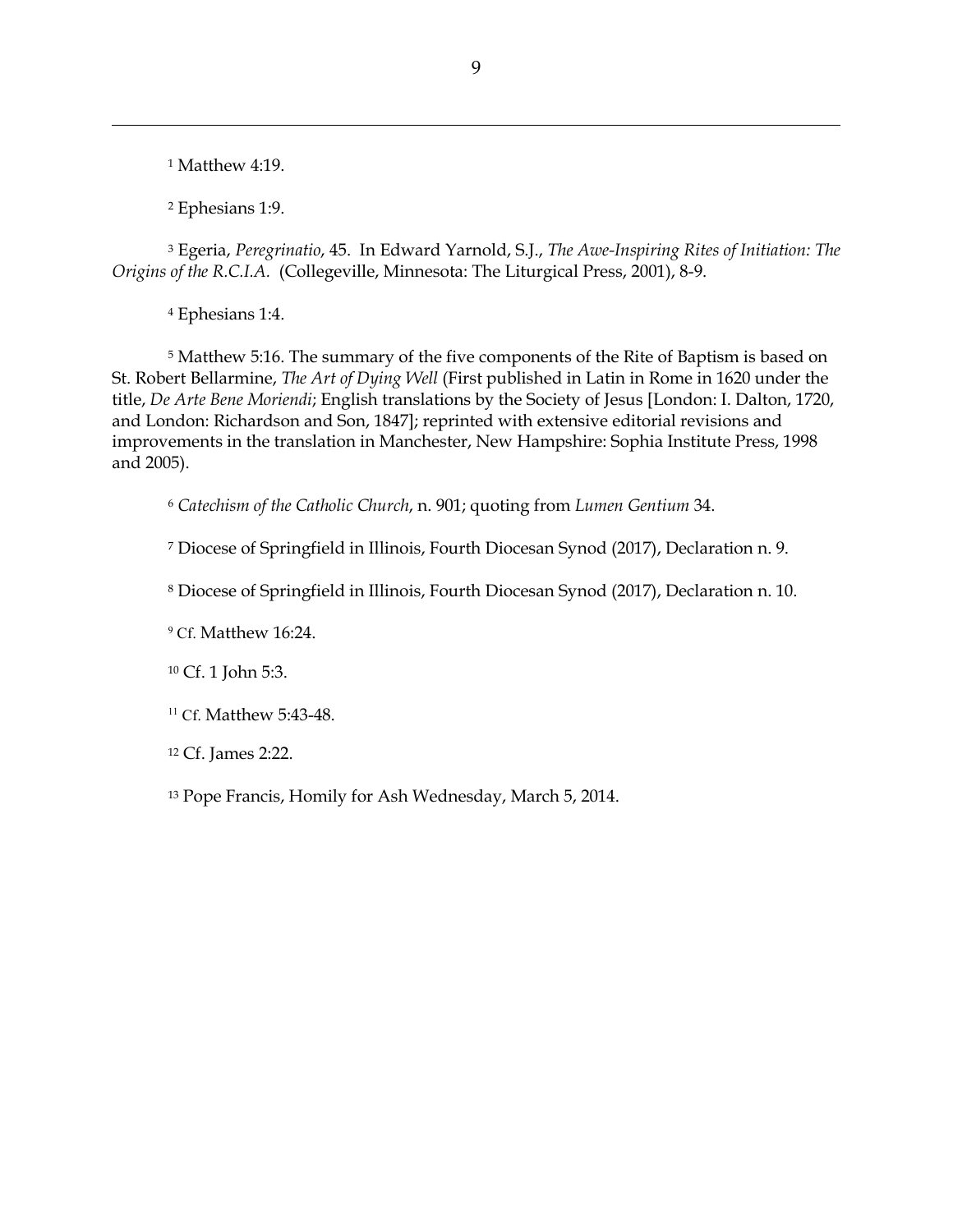[1] Matthew 4:19.

[2] Ephesians 1:9.

[3] Egeria, *Peregrinatio*, 45. In Edward Yarnold, S.J., *The Awe-Inspiring Rites of Initiation: The Origins of the R.C.I.A.* (Collegeville, Minnesota: The Liturgical Press, 2001), 8-9.

[4] Ephesians 1:4.

[5] Matthew 5:16. The summary of the five components of the Rite of Baptism is based on St. Robert Bellarmine, *The Art of Dying Well* (First published in Latin in Rome in 1620 under the title, *De Arte Bene Moriendi*; English translations by the Society of Jesus [London: I. Dalton, 1720, and London: Richardson and Son, 1847]; reprinted with extensive editorial revisions and improvements in the translation in Manchester, New Hampshire: Sophia Institute Press, 1998 and 2005).

[6] *Catechism of the Catholic Church*, n. 901; quoting from *Lumen Gentium* 34.

[7] Diocese of Springfield in Illinois, Fourth Diocesan Synod (2017), Declaration n. 9.

[8] Diocese of Springfield in Illinois, Fourth Diocesan Synod (2017), Declaration n. 10.

[9] Cf. Matthew 16:24.

[10] Cf. 1 John 5:3.

[11] Cf. Matthew 5:43-48.

[12] Cf. James 2:22.

[13] Pope Francis, Homily for Ash Wednesday, March 5, 2014.